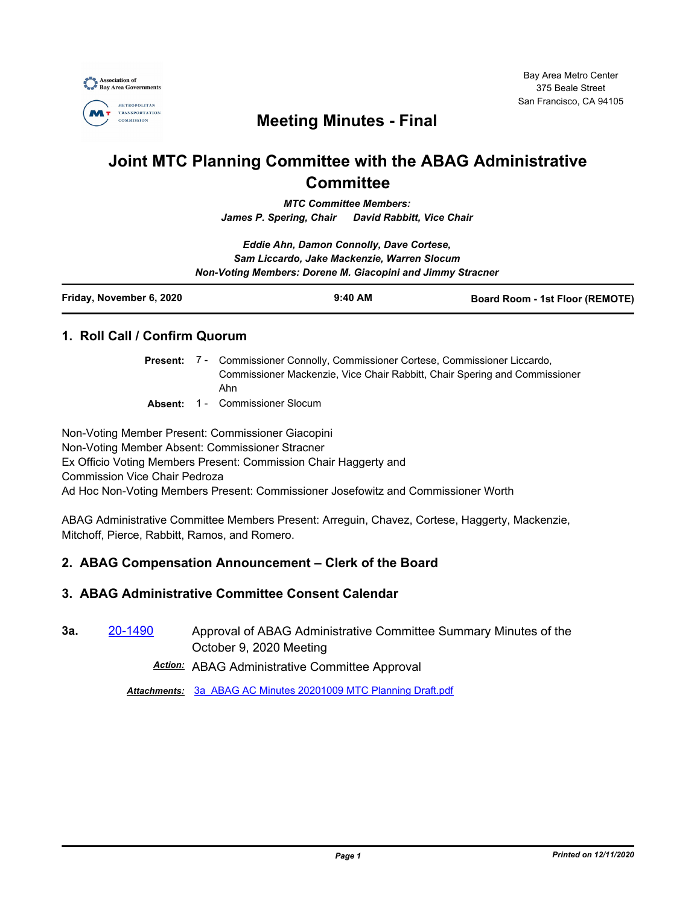Bay Area Metro Center
375 Beale Street
San Francisco, CA 94105

# Meeting Minutes - Final

# Joint MTC Planning Committee with the ABAG Administrative Committee

***MTC Committee Members:***
***James P. Spering, Chair     David Rabbitt, Vice Chair***

***Eddie Ahn, Damon Connolly, Dave Cortese,***
***Sam Liccardo, Jake Mackenzie, Warren Slocum***
***Non-Voting Members: Dorene M. Giacopini and Jimmy Stracner***

| Friday, November 6, 2020 | 9:40 AM | Board Room - 1st Floor (REMOTE) |
|---|---|---|

## 1. Roll Call / Confirm Quorum

**Present:** 7 - Commissioner Connolly, Commissioner Cortese, Commissioner Liccardo, Commissioner Mackenzie, Vice Chair Rabbitt, Chair Spering and Commissioner Ahn

**Absent:** 1 - Commissioner Slocum

Non-Voting Member Present: Commissioner Giacopini
Non-Voting Member Absent: Commissioner Stracner
Ex Officio Voting Members Present: Commission Chair Haggerty and Commission Vice Chair Pedroza
Ad Hoc Non-Voting Members Present: Commissioner Josefowitz and Commissioner Worth

ABAG Administrative Committee Members Present: Arreguin, Chavez, Cortese, Haggerty, Mackenzie, Mitchoff, Pierce, Rabbitt, Ramos, and Romero.

## 2. ABAG Compensation Announcement – Clerk of the Board

## 3. ABAG Administrative Committee Consent Calendar

**3a.** 20-1490 Approval of ABAG Administrative Committee Summary Minutes of the October 9, 2020 Meeting

***Action:*** ABAG Administrative Committee Approval

***Attachments:*** 3a_ABAG AC Minutes 20201009 MTC Planning Draft.pdf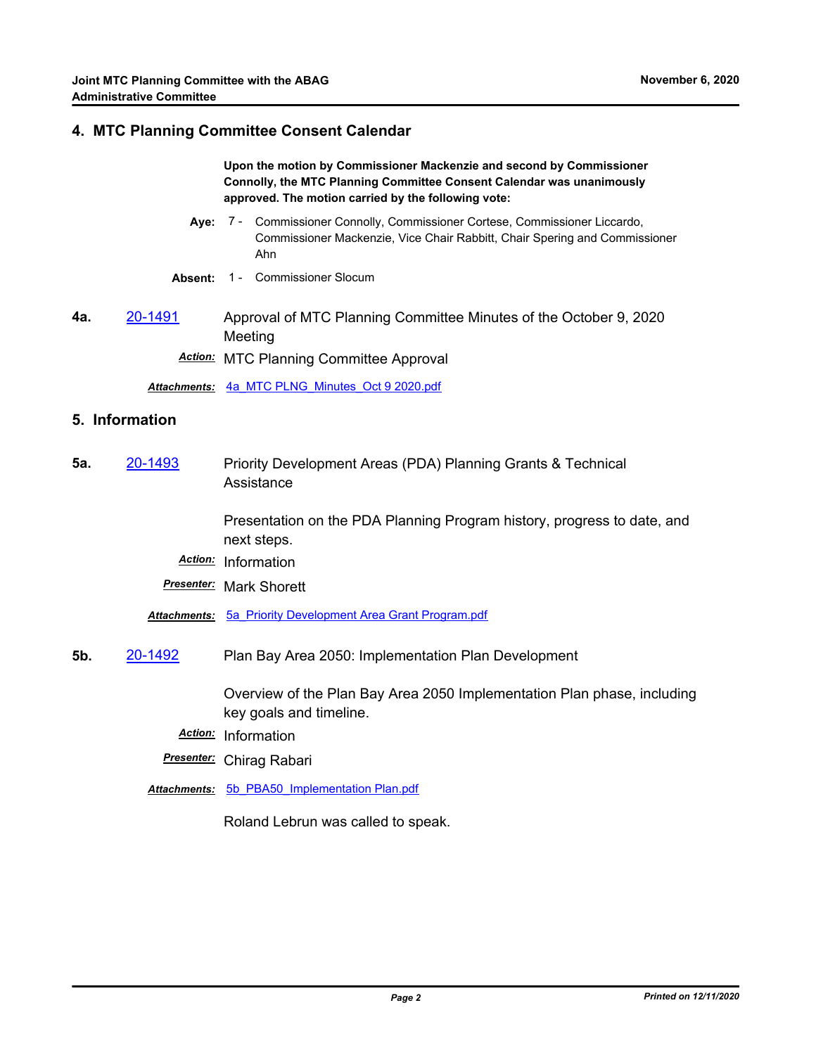## 4. MTC Planning Committee Consent Calendar

**Upon the motion by Commissioner Mackenzie and second by Commissioner Connolly, the MTC Planning Committee Consent Calendar was unanimously approved. The motion carried by the following vote:**

**Aye:** 7 - Commissioner Connolly, Commissioner Cortese, Commissioner Liccardo, Commissioner Mackenzie, Vice Chair Rabbitt, Chair Spering and Commissioner Ahn

**Absent:** 1 - Commissioner Slocum

**4a.** [20-1491] Approval of MTC Planning Committee Minutes of the October 9, 2020 Meeting

***Action:*** MTC Planning Committee Approval

***Attachments:*** 4a_MTC PLNG_Minutes_Oct 9 2020.pdf

## 5. Information

**5a.** [20-1493] Priority Development Areas (PDA) Planning Grants & Technical Assistance

Presentation on the PDA Planning Program history, progress to date, and next steps.

***Action:*** Information

***Presenter:*** Mark Shorett

***Attachments:*** 5a_Priority Development Area Grant Program.pdf

**5b.** [20-1492] Plan Bay Area 2050: Implementation Plan Development

Overview of the Plan Bay Area 2050 Implementation Plan phase, including key goals and timeline.

***Action:*** Information

***Presenter:*** Chirag Rabari

***Attachments:*** 5b_PBA50_Implementation Plan.pdf

Roland Lebrun was called to speak.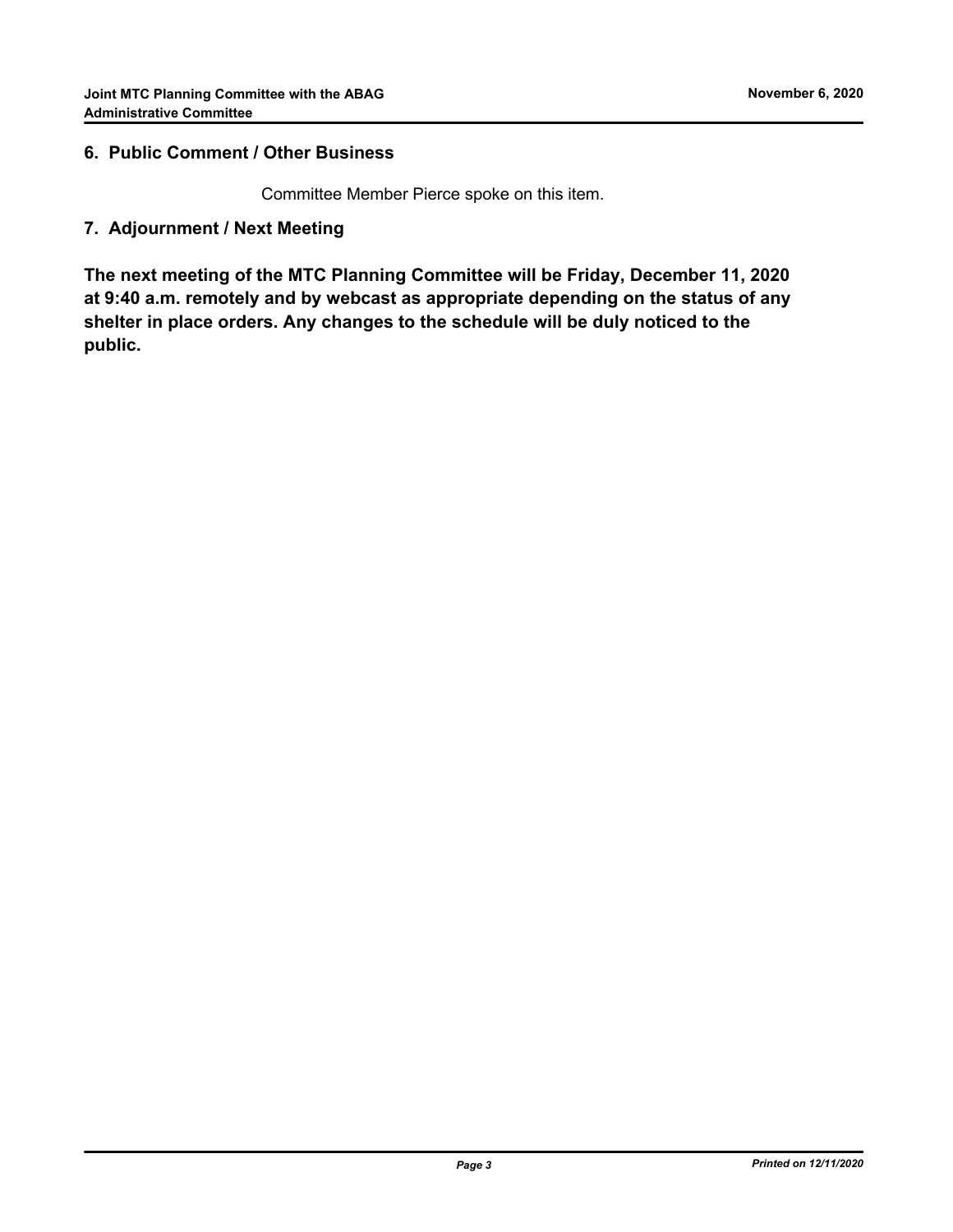## 6. Public Comment / Other Business

Committee Member Pierce spoke on this item.

## 7. Adjournment / Next Meeting

**The next meeting of the MTC Planning Committee will be Friday, December 11, 2020 at 9:40 a.m. remotely and by webcast as appropriate depending on the status of any shelter in place orders. Any changes to the schedule will be duly noticed to the public.**